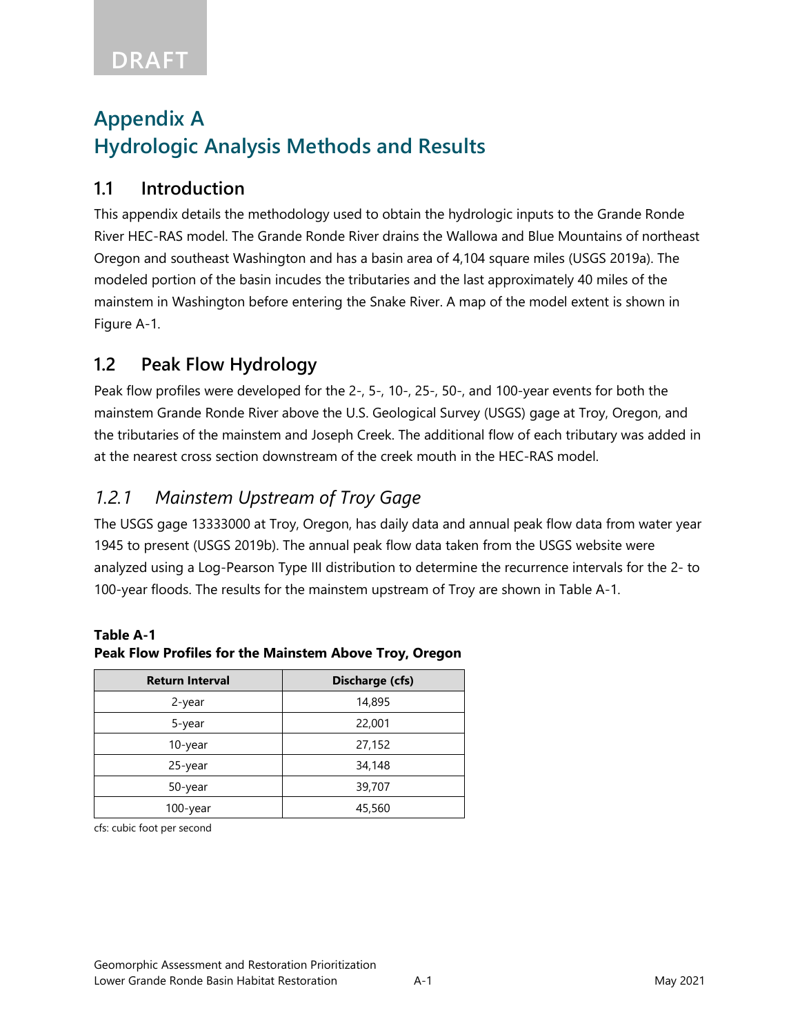DRAFT

# Appendix A
# Hydrologic Analysis Methods and Results

## 1.1 Introduction

This appendix details the methodology used to obtain the hydrologic inputs to the Grande Ronde River HEC-RAS model. The Grande Ronde River drains the Wallowa and Blue Mountains of northeast Oregon and southeast Washington and has a basin area of 4,104 square miles (USGS 2019a). The modeled portion of the basin incudes the tributaries and the last approximately 40 miles of the mainstem in Washington before entering the Snake River. A map of the model extent is shown in Figure A-1.

## 1.2 Peak Flow Hydrology

Peak flow profiles were developed for the 2-, 5-, 10-, 25-, 50-, and 100-year events for both the mainstem Grande Ronde River above the U.S. Geological Survey (USGS) gage at Troy, Oregon, and the tributaries of the mainstem and Joseph Creek. The additional flow of each tributary was added in at the nearest cross section downstream of the creek mouth in the HEC-RAS model.

### *1.2.1 Mainstem Upstream of Troy Gage*

The USGS gage 13333000 at Troy, Oregon, has daily data and annual peak flow data from water year 1945 to present (USGS 2019b). The annual peak flow data taken from the USGS website were analyzed using a Log-Pearson Type III distribution to determine the recurrence intervals for the 2- to 100-year floods. The results for the mainstem upstream of Troy are shown in Table A-1.

**Table A-1**
**Peak Flow Profiles for the Mainstem Above Troy, Oregon**

| Return Interval | Discharge (cfs) |
| --- | --- |
| 2-year | 14,895 |
| 5-year | 22,001 |
| 10-year | 27,152 |
| 25-year | 34,148 |
| 50-year | 39,707 |
| 100-year | 45,560 |

cfs: cubic foot per second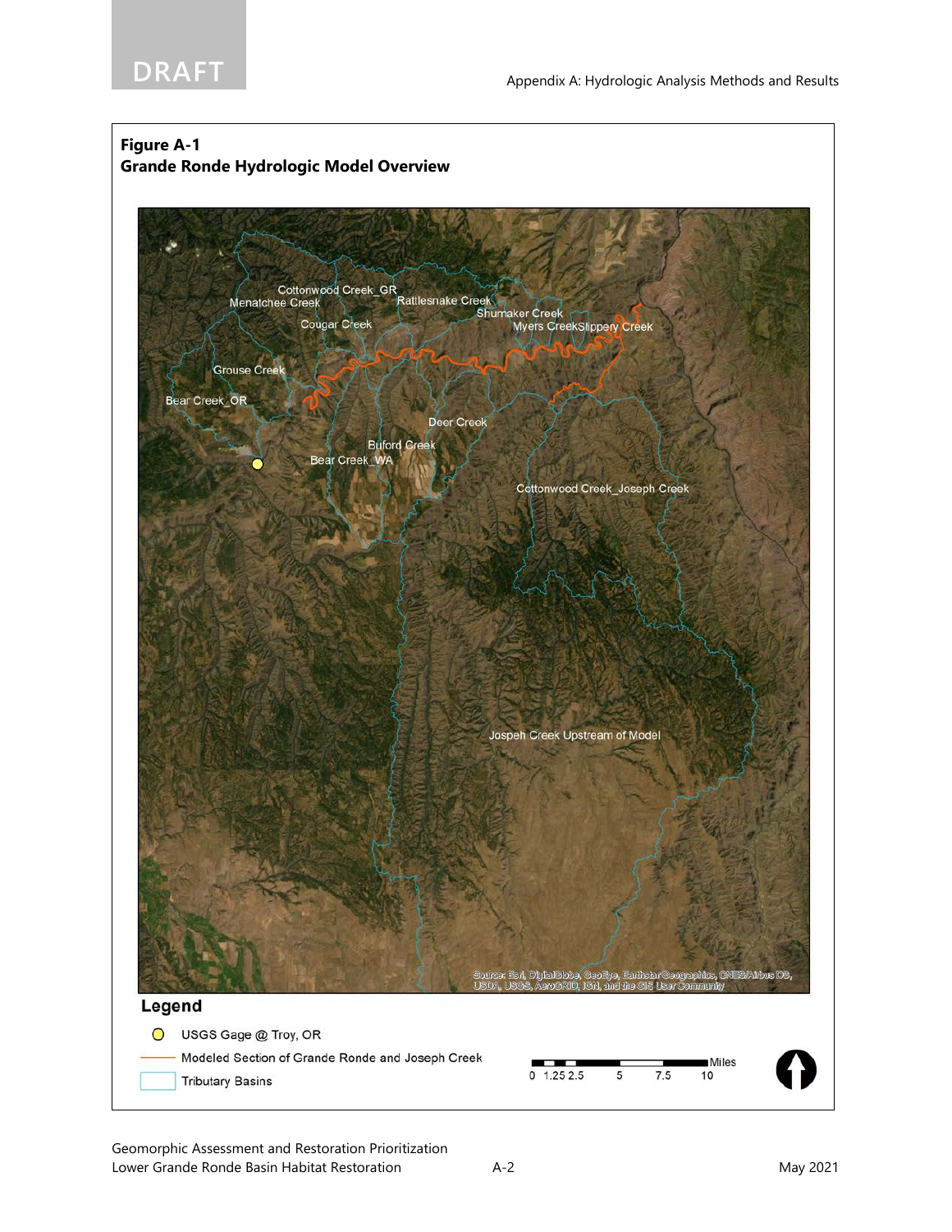**Figure A-1**
**Grande Ronde Hydrologic Model Overview**

Cottonwood Creek_GR
Menatchee Creek
Rattlesnake Creek
Shumaker Creek
Myers Creek
Slippery Creek
Cougar Creek
Grouse Creek
Bear Creek_OR
Deer Creek
Buford Creek
Bear Creek_WA
Cottonwood Creek_Joseph Creek
Jospeh Creek Upstream of Model

Source: Esri, DigitalGlobe, GeoEye, Earthstar Geographics, CNES/Airbus DS, USDA, USGS, AeroGRID, IGN, and the GIS User Community

**Legend**

- USGS Gage @ Troy, OR
- Modeled Section of Grande Ronde and Joseph Creek
- Tributary Basins

0 1.25 2.5 5 7.5 10 Miles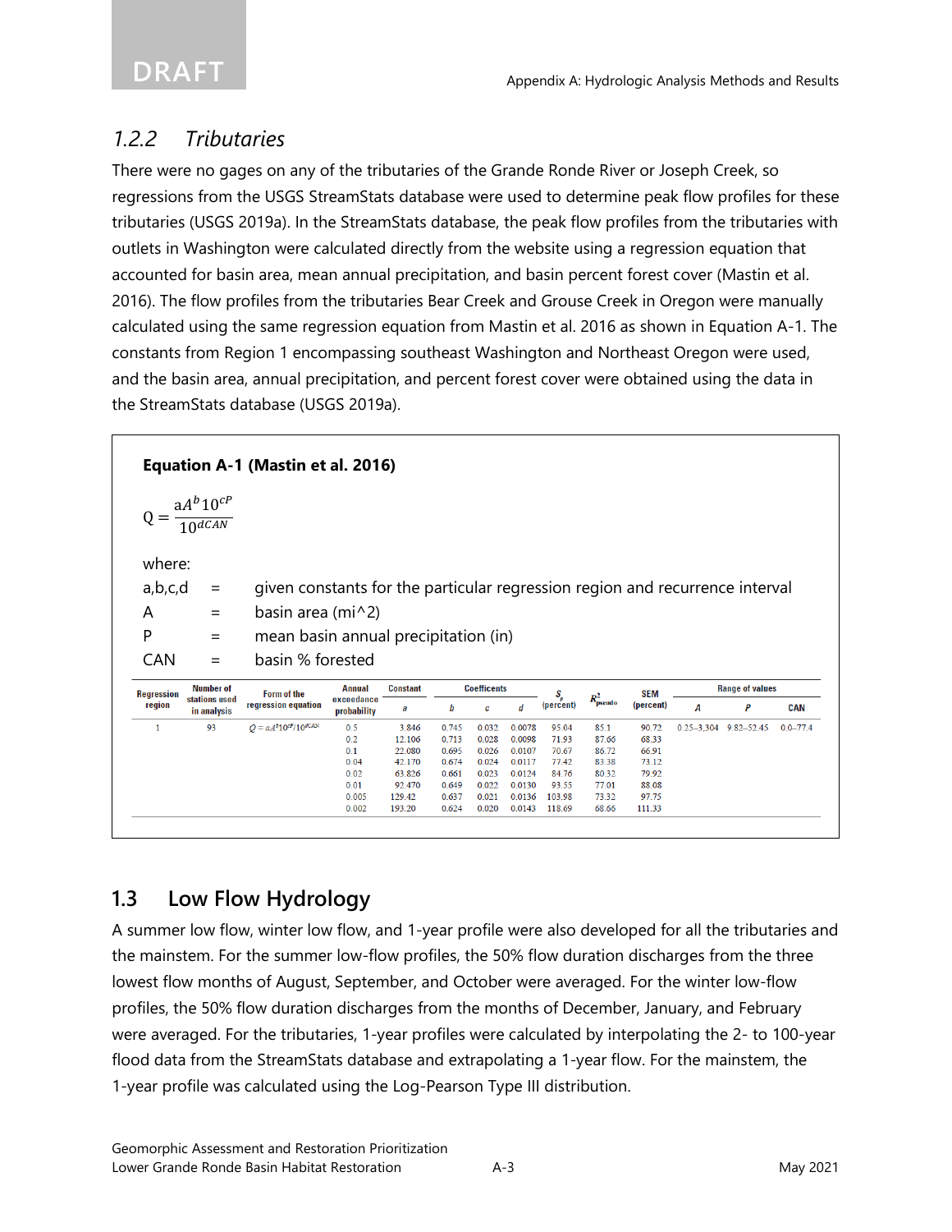### 1.2.2 *Tributaries*

There were no gages on any of the tributaries of the Grande Ronde River or Joseph Creek, so regressions from the USGS StreamStats database were used to determine peak flow profiles for these tributaries (USGS 2019a). In the StreamStats database, the peak flow profiles from the tributaries with outlets in Washington were calculated directly from the website using a regression equation that accounted for basin area, mean annual precipitation, and basin percent forest cover (Mastin et al. 2016). The flow profiles from the tributaries Bear Creek and Grouse Creek in Oregon were manually calculated using the same regression equation from Mastin et al. 2016 as shown in Equation A-1. The constants from Region 1 encompassing southeast Washington and Northeast Oregon were used, and the basin area, annual precipitation, and percent forest cover were obtained using the data in the StreamStats database (USGS 2019a).

**Equation A-1 (Mastin et al. 2016)**

$$Q = \frac{aA^{b}10^{cP}}{10^{dCAN}}$$

where:

a,b,c,d = given constants for the particular regression region and recurrence interval

A = basin area (mi^2)

P = mean basin annual precipitation (in)

CAN = basin % forested

| Regression region | Number of stations used in analysis | Form of the regression equation | Annual exceedance probability | Constant | Coefficents | | | $S_p$ (percent) | $R^2_{pseudo}$ | SEM (percent) | Range of values | | |
|---|---|---|---|---|---|---|---|---|---|---|---|---|---|
| | | | | $a$ | $b$ | $c$ | $d$ | | | | $A$ | $P$ | CAN |
| 1 | 93 | $Q = aA^{b}10^{cP}/10^{dCAN}$ | 0.5 | 3.846 | 0.745 | 0.032 | 0.0078 | 95.04 | 85.1 | 90.72 | 0.25–3,304 | 9.82–52.45 | 0.0–77.4 |
| | | | 0.2 | 12.106 | 0.713 | 0.028 | 0.0098 | 71.93 | 87.66 | 68.33 | | | |
| | | | 0.1 | 22.080 | 0.695 | 0.026 | 0.0107 | 70.67 | 86.72 | 66.91 | | | |
| | | | 0.04 | 42.170 | 0.674 | 0.024 | 0.0117 | 77.42 | 83.38 | 73.12 | | | |
| | | | 0.02 | 63.826 | 0.661 | 0.023 | 0.0124 | 84.76 | 80.32 | 79.92 | | | |
| | | | 0.01 | 92.470 | 0.649 | 0.022 | 0.0130 | 93.55 | 77.01 | 88.08 | | | |
| | | | 0.005 | 129.42 | 0.637 | 0.021 | 0.0136 | 103.98 | 73.32 | 97.75 | | | |
| | | | 0.002 | 193.20 | 0.624 | 0.020 | 0.0143 | 118.69 | 68.66 | 111.33 | | | |

## 1.3 Low Flow Hydrology

A summer low flow, winter low flow, and 1-year profile were also developed for all the tributaries and the mainstem. For the summer low-flow profiles, the 50% flow duration discharges from the three lowest flow months of August, September, and October were averaged. For the winter low-flow profiles, the 50% flow duration discharges from the months of December, January, and February were averaged. For the tributaries, 1-year profiles were calculated by interpolating the 2- to 100-year flood data from the StreamStats database and extrapolating a 1-year flow. For the mainstem, the 1-year profile was calculated using the Log-Pearson Type III distribution.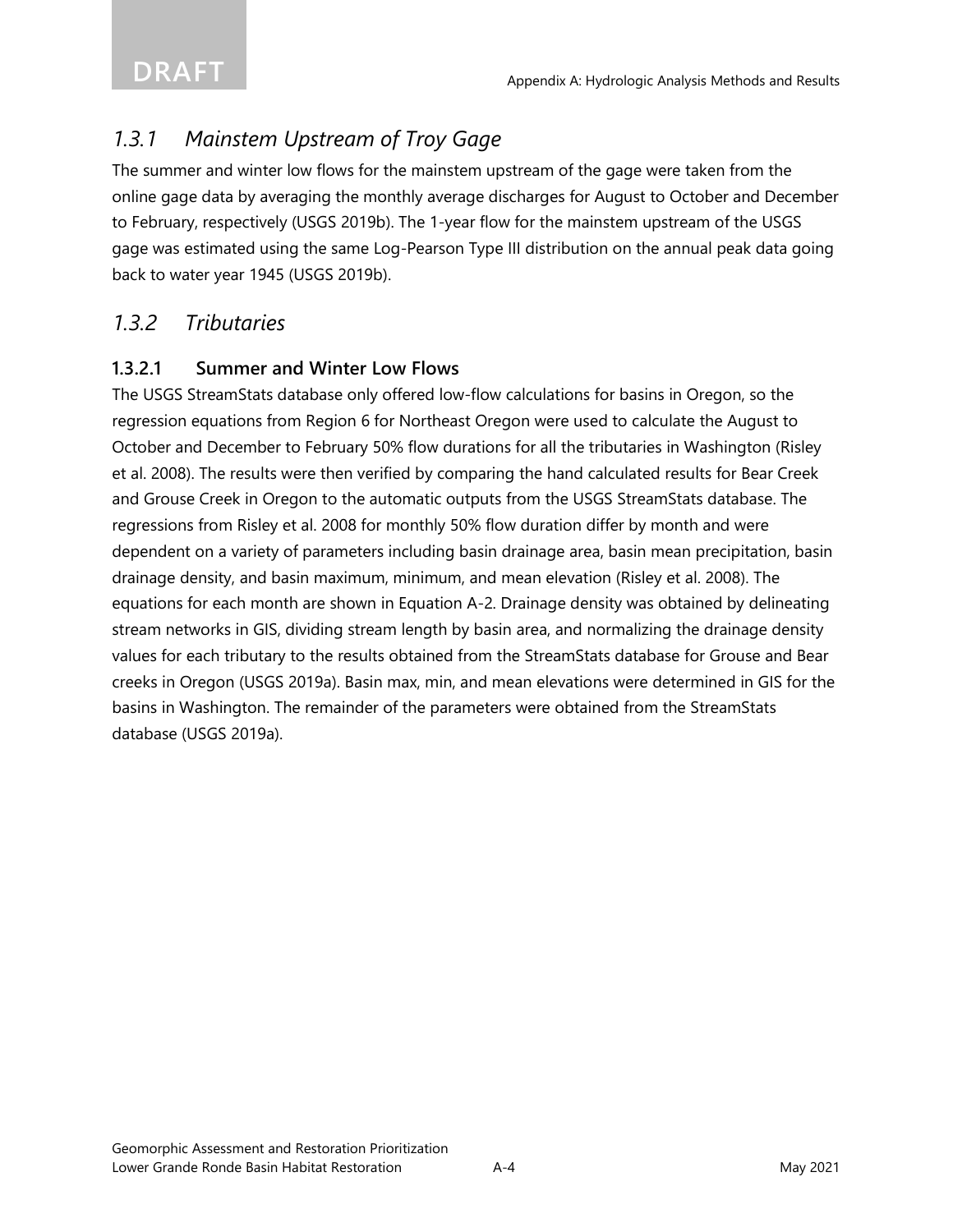## *1.3.1 Mainstem Upstream of Troy Gage*

The summer and winter low flows for the mainstem upstream of the gage were taken from the online gage data by averaging the monthly average discharges for August to October and December to February, respectively (USGS 2019b). The 1-year flow for the mainstem upstream of the USGS gage was estimated using the same Log-Pearson Type III distribution on the annual peak data going back to water year 1945 (USGS 2019b).

## *1.3.2 Tributaries*

### 1.3.2.1 Summer and Winter Low Flows

The USGS StreamStats database only offered low-flow calculations for basins in Oregon, so the regression equations from Region 6 for Northeast Oregon were used to calculate the August to October and December to February 50% flow durations for all the tributaries in Washington (Risley et al. 2008). The results were then verified by comparing the hand calculated results for Bear Creek and Grouse Creek in Oregon to the automatic outputs from the USGS StreamStats database. The regressions from Risley et al. 2008 for monthly 50% flow duration differ by month and were dependent on a variety of parameters including basin drainage area, basin mean precipitation, basin drainage density, and basin maximum, minimum, and mean elevation (Risley et al. 2008). The equations for each month are shown in Equation A-2. Drainage density was obtained by delineating stream networks in GIS, dividing stream length by basin area, and normalizing the drainage density values for each tributary to the results obtained from the StreamStats database for Grouse and Bear creeks in Oregon (USGS 2019a). Basin max, min, and mean elevations were determined in GIS for the basins in Washington. The remainder of the parameters were obtained from the StreamStats database (USGS 2019a).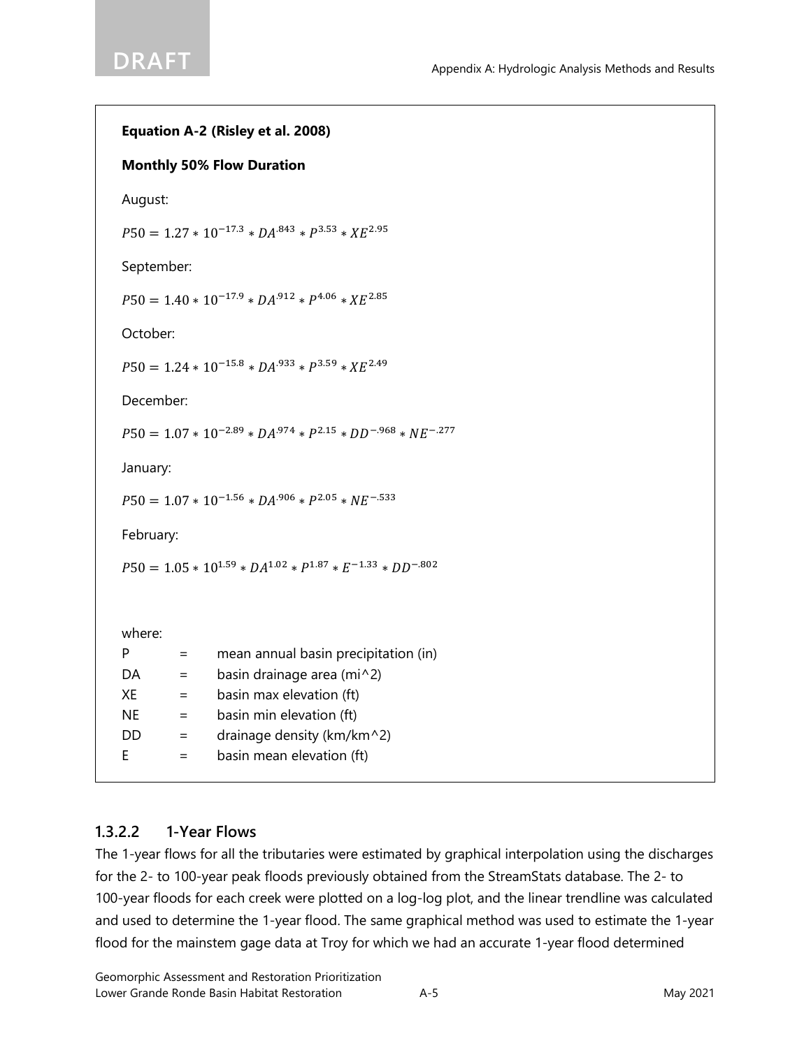**Equation A-2 (Risley et al. 2008)**

**Monthly 50% Flow Duration**

August:

$$P50 = 1.27 * 10^{-17.3} * DA^{.843} * P^{3.53} * XE^{2.95}$$

September:

$$P50 = 1.40 * 10^{-17.9} * DA^{.912} * P^{4.06} * XE^{2.85}$$

October:

$$P50 = 1.24 * 10^{-15.8} * DA^{.933} * P^{3.59} * XE^{2.49}$$

December:

$$P50 = 1.07 * 10^{-2.89} * DA^{.974} * P^{2.15} * DD^{-.968} * NE^{-.277}$$

January:

$$P50 = 1.07 * 10^{-1.56} * DA^{.906} * P^{2.05} * NE^{-.533}$$

February:

$$P50 = 1.05 * 10^{1.59} * DA^{1.02} * P^{1.87} * E^{-1.33} * DD^{-.802}$$

where:

| | | |
|---|---|---|
| P | = | mean annual basin precipitation (in) |
| DA | = | basin drainage area (mi^2) |
| XE | = | basin max elevation (ft) |
| NE | = | basin min elevation (ft) |
| DD | = | drainage density (km/km^2) |
| E | = | basin mean elevation (ft) |

### 1.3.2.2 1-Year Flows

The 1-year flows for all the tributaries were estimated by graphical interpolation using the discharges for the 2- to 100-year peak floods previously obtained from the StreamStats database. The 2- to 100-year floods for each creek were plotted on a log-log plot, and the linear trendline was calculated and used to determine the 1-year flood. The same graphical method was used to estimate the 1-year flood for the mainstem gage data at Troy for which we had an accurate 1-year flood determined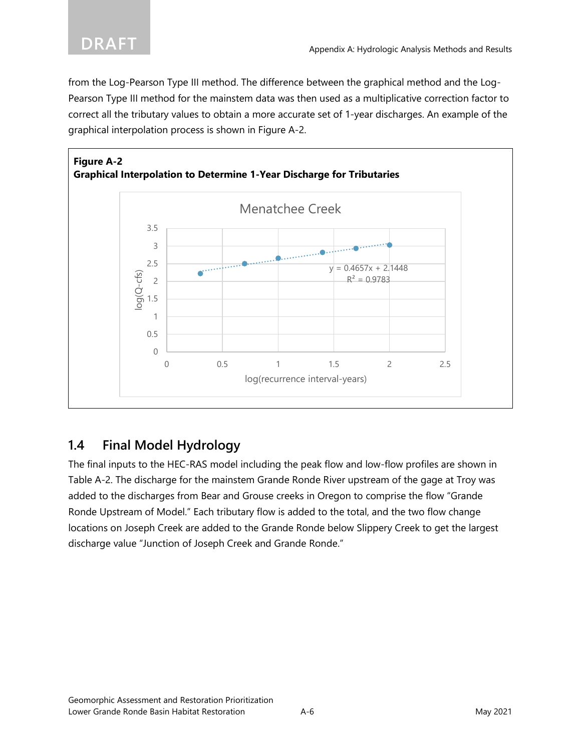from the Log-Pearson Type III method. The difference between the graphical method and the Log-Pearson Type III method for the mainstem data was then used as a multiplicative correction factor to correct all the tributary values to obtain a more accurate set of 1-year discharges. An example of the graphical interpolation process is shown in Figure A-2.

**Figure A-2**
**Graphical Interpolation to Determine 1-Year Discharge for Tributaries**

## 1.4 Final Model Hydrology

The final inputs to the HEC-RAS model including the peak flow and low-flow profiles are shown in Table A-2. The discharge for the mainstem Grande Ronde River upstream of the gage at Troy was added to the discharges from Bear and Grouse creeks in Oregon to comprise the flow "Grande Ronde Upstream of Model." Each tributary flow is added to the total, and the two flow change locations on Joseph Creek are added to the Grande Ronde below Slippery Creek to get the largest discharge value "Junction of Joseph Creek and Grande Ronde."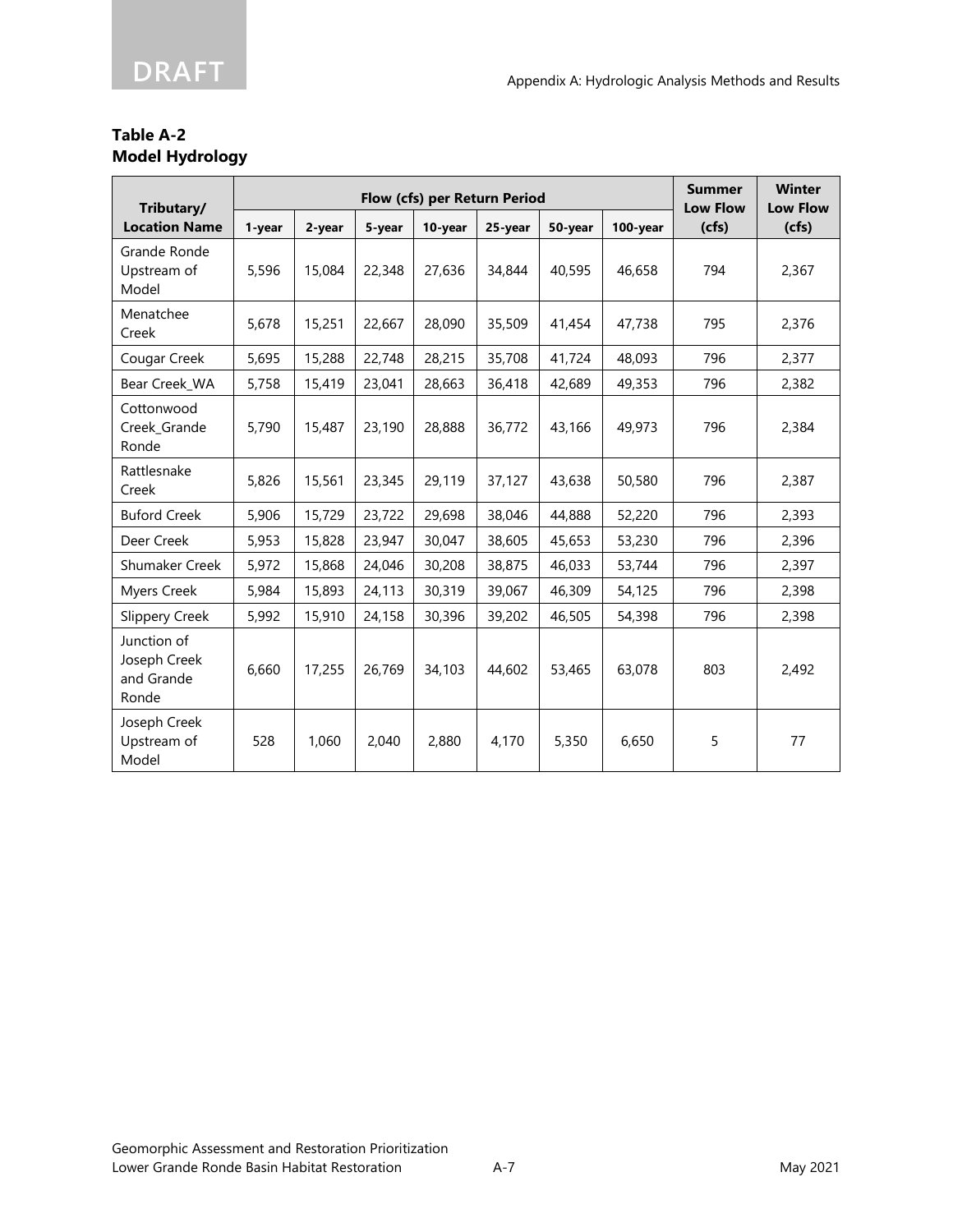**Table A-2**
**Model Hydrology**

| Tributary/ Location Name | Flow (cfs) per Return Period | | | | | | | Summer Low Flow (cfs) | Winter Low Flow (cfs) |
|---|---|---|---|---|---|---|---|---|---|
| | 1-year | 2-year | 5-year | 10-year | 25-year | 50-year | 100-year | | |
| Grande Ronde Upstream of Model | 5,596 | 15,084 | 22,348 | 27,636 | 34,844 | 40,595 | 46,658 | 794 | 2,367 |
| Menatchee Creek | 5,678 | 15,251 | 22,667 | 28,090 | 35,509 | 41,454 | 47,738 | 795 | 2,376 |
| Cougar Creek | 5,695 | 15,288 | 22,748 | 28,215 | 35,708 | 41,724 | 48,093 | 796 | 2,377 |
| Bear Creek_WA | 5,758 | 15,419 | 23,041 | 28,663 | 36,418 | 42,689 | 49,353 | 796 | 2,382 |
| Cottonwood Creek_Grande Ronde | 5,790 | 15,487 | 23,190 | 28,888 | 36,772 | 43,166 | 49,973 | 796 | 2,384 |
| Rattlesnake Creek | 5,826 | 15,561 | 23,345 | 29,119 | 37,127 | 43,638 | 50,580 | 796 | 2,387 |
| Buford Creek | 5,906 | 15,729 | 23,722 | 29,698 | 38,046 | 44,888 | 52,220 | 796 | 2,393 |
| Deer Creek | 5,953 | 15,828 | 23,947 | 30,047 | 38,605 | 45,653 | 53,230 | 796 | 2,396 |
| Shumaker Creek | 5,972 | 15,868 | 24,046 | 30,208 | 38,875 | 46,033 | 53,744 | 796 | 2,397 |
| Myers Creek | 5,984 | 15,893 | 24,113 | 30,319 | 39,067 | 46,309 | 54,125 | 796 | 2,398 |
| Slippery Creek | 5,992 | 15,910 | 24,158 | 30,396 | 39,202 | 46,505 | 54,398 | 796 | 2,398 |
| Junction of Joseph Creek and Grande Ronde | 6,660 | 17,255 | 26,769 | 34,103 | 44,602 | 53,465 | 63,078 | 803 | 2,492 |
| Joseph Creek Upstream of Model | 528 | 1,060 | 2,040 | 2,880 | 4,170 | 5,350 | 6,650 | 5 | 77 |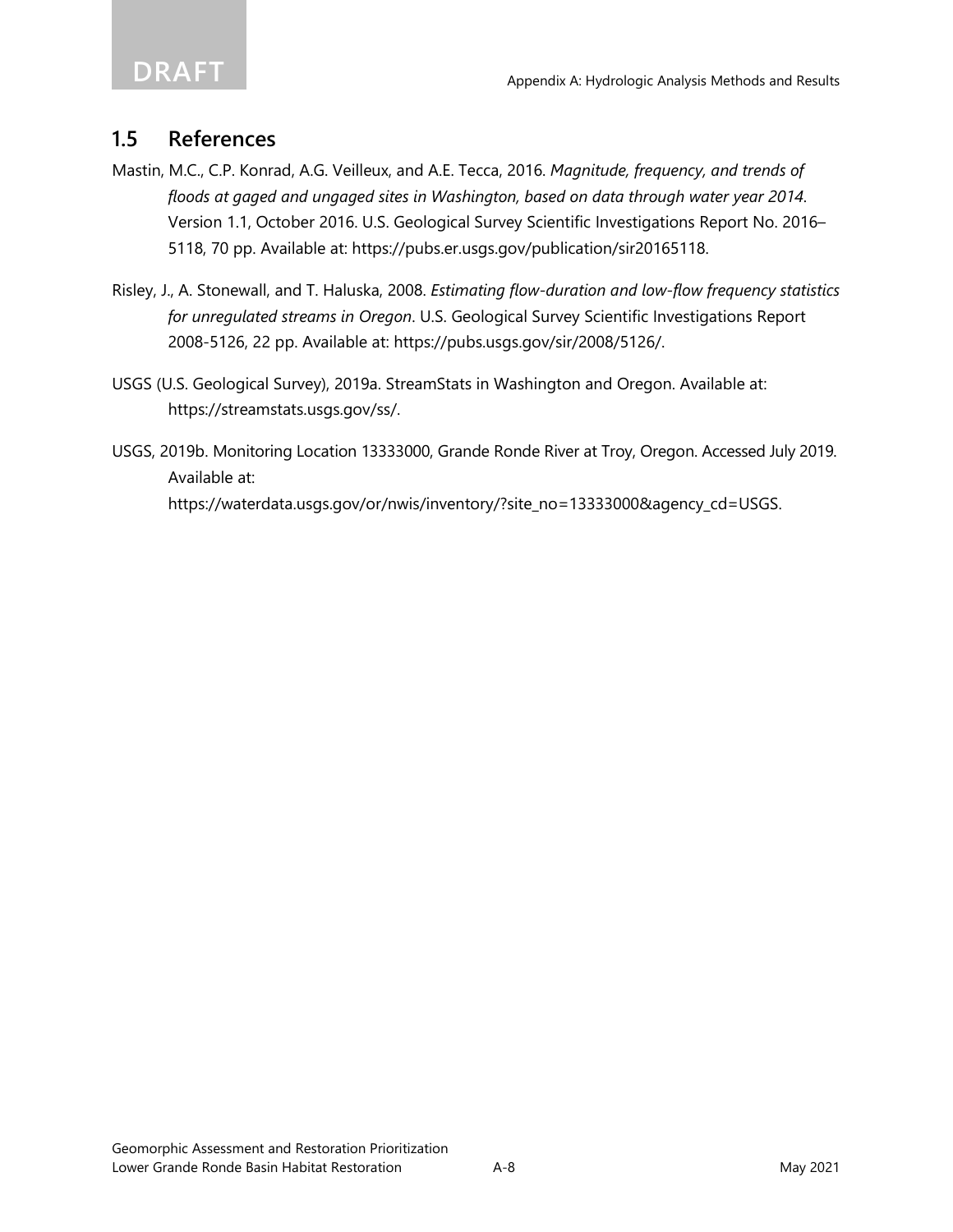## 1.5 References

Mastin, M.C., C.P. Konrad, A.G. Veilleux, and A.E. Tecca, 2016. *Magnitude, frequency, and trends of floods at gaged and ungaged sites in Washington, based on data through water year 2014*. Version 1.1, October 2016. U.S. Geological Survey Scientific Investigations Report No. 2016–5118, 70 pp. Available at: https://pubs.er.usgs.gov/publication/sir20165118.

Risley, J., A. Stonewall, and T. Haluska, 2008. *Estimating flow-duration and low-flow frequency statistics for unregulated streams in Oregon*. U.S. Geological Survey Scientific Investigations Report 2008-5126, 22 pp. Available at: https://pubs.usgs.gov/sir/2008/5126/.

USGS (U.S. Geological Survey), 2019a. StreamStats in Washington and Oregon. Available at: https://streamstats.usgs.gov/ss/.

USGS, 2019b. Monitoring Location 13333000, Grande Ronde River at Troy, Oregon. Accessed July 2019. Available at: https://waterdata.usgs.gov/or/nwis/inventory/?site_no=13333000&agency_cd=USGS.